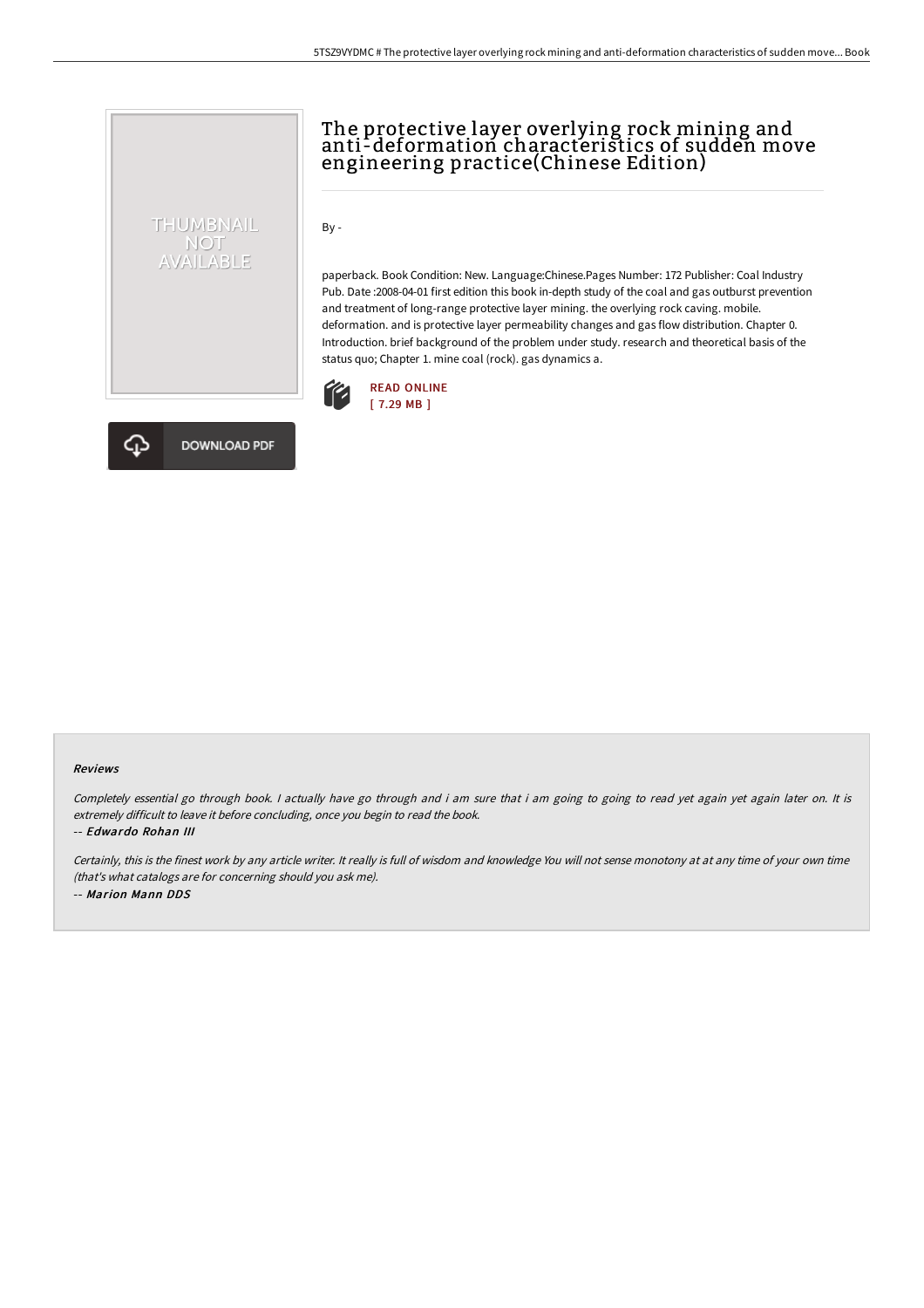# The protective layer overlying rock mining and anti-deformation characteristics of sudden move engineering practice(Chinese Edition)

By -

paperback. Book Condition: New. Language:Chinese.Pages Number: 172 Publisher: Coal Industry Pub. Date :2008-04-01 first edition this book in-depth study of the coal and gas outburst prevention and treatment of long-range protective layer mining. the overlying rock caving. mobile. deformation. and is protective layer permeability changes and gas flow distribution. Chapter 0. Introduction. brief background of the problem under study. research and theoretical basis of the status quo; Chapter 1. mine coal (rock). gas dynamics a.

READ ONLINE
[ 7.29 MB ]

DOWNLOAD PDF

#### Reviews

*Completely essential go through book. I actually have go through and i am sure that i am going to going to read yet again yet again later on. It is extremely difficult to leave it before concluding, once you begin to read the book.*

-- ***Edwardo Rohan III***

*Certainly, this is the finest work by any article writer. It really is full of wisdom and knowledge You will not sense monotony at at any time of your own time (that's what catalogs are for concerning should you ask me).*

-- ***Marion Mann DDS***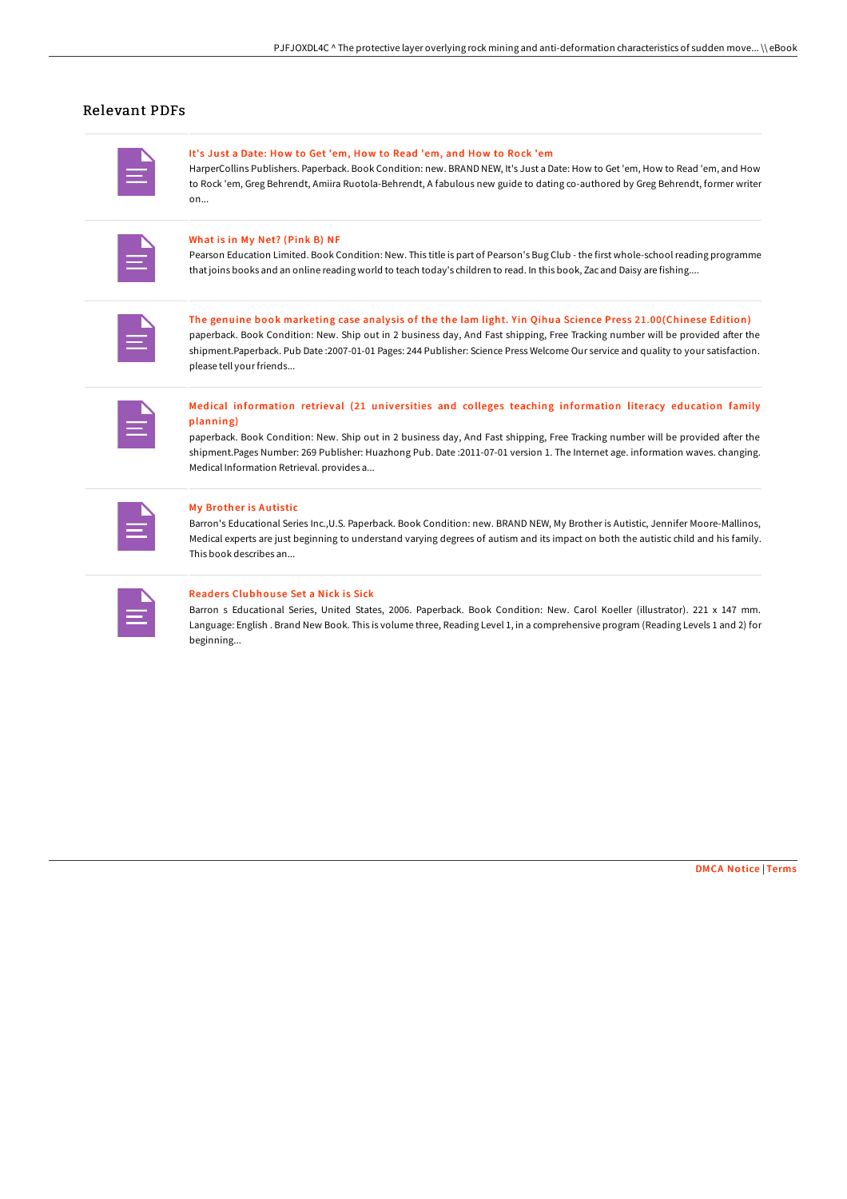## Relevant PDFs

### It's Just a Date: How to Get 'em, How to Read 'em, and How to Rock 'em

HarperCollins Publishers. Paperback. Book Condition: new. BRAND NEW, It's Just a Date: How to Get 'em, How to Read 'em, and How to Rock 'em, Greg Behrendt, Amiira Ruotola-Behrendt, A fabulous new guide to dating co-authored by Greg Behrendt, former writer on...

### What is in My Net? (Pink B) NF

Pearson Education Limited. Book Condition: New. This title is part of Pearson's Bug Club - the first whole-school reading programme that joins books and an online reading world to teach today's children to read. In this book, Zac and Daisy are fishing....

### The genuine book marketing case analysis of the the lam light. Yin Qihua Science Press 21.00(Chinese Edition)

paperback. Book Condition: New. Ship out in 2 business day, And Fast shipping, Free Tracking number will be provided after the shipment.Paperback. Pub Date :2007-01-01 Pages: 244 Publisher: Science Press Welcome Our service and quality to your satisfaction. please tell your friends...

### Medical information retrieval (21 universities and colleges teaching information literacy education family planning)

paperback. Book Condition: New. Ship out in 2 business day, And Fast shipping, Free Tracking number will be provided after the shipment.Pages Number: 269 Publisher: Huazhong Pub. Date :2011-07-01 version 1. The Internet age. information waves. changing. Medical Information Retrieval. provides a...

### My Brother is Autistic

Barron's Educational Series Inc.,U.S. Paperback. Book Condition: new. BRAND NEW, My Brother is Autistic, Jennifer Moore-Mallinos, Medical experts are just beginning to understand varying degrees of autism and its impact on both the autistic child and his family. This book describes an...

### Readers Clubhouse Set a Nick is Sick

Barron s Educational Series, United States, 2006. Paperback. Book Condition: New. Carol Koeller (illustrator). 221 x 147 mm. Language: English . Brand New Book. This is volume three, Reading Level 1, in a comprehensive program (Reading Levels 1 and 2) for beginning...